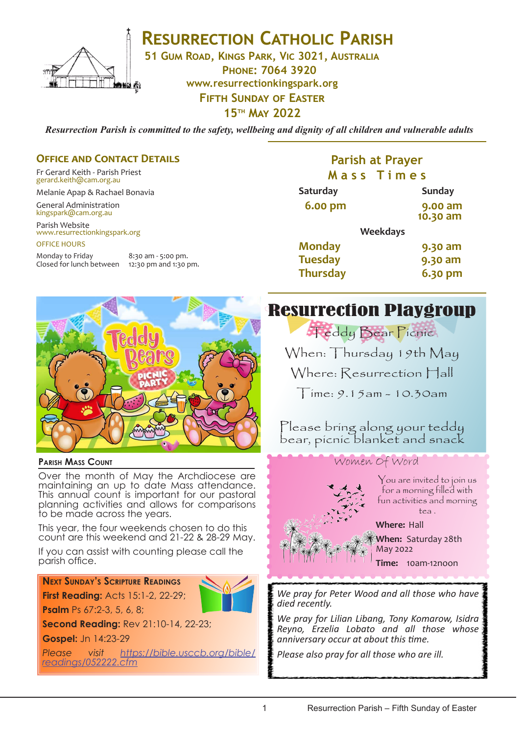# Resurrection Catholic Parish

**51 Gum Road, Kings Park, Vic 3021, Australia**
**Phone: 7064 3920**
**www.resurrectionkingspark.org**
**Fifth Sunday of Easter**
**15th May 2022**

*Resurrection Parish is committed to the safety, wellbeing and dignity of all children and vulnerable adults*

## Office and Contact Details

Fr Gerard Keith - Parish Priest
gerard.keith@cam.org.au

Melanie Apap & Rachael Bonavia

General Administration
kingspark@cam.org.au

Parish Website
www.resurrectionkingspark.org

OFFICE HOURS

| | |
|---|---|
| Monday to Friday | 8:30 am - 5:00 pm. |
| Closed for lunch between | 12:30 pm and 1:30 pm. |

## Parish at Prayer

### Mass Times

| Saturday | Sunday |
|---|---|
| 6.00 pm | 9.00 am<br>10.30 am |

**Weekdays**

| | |
|---|---|
| Monday | 9.30 am |
| Tuesday | 9.30 am |
| Thursday | 6.30 pm |

## Resurrection Playgroup

Teddy Bear Picnic

When: Thursday 19th May

Where: Resurrection Hall

Time: 9.15am - 10.30am

Please bring along your teddy bear, picnic blanket and snack

## Parish Mass Count

Over the month of May the Archdiocese are maintaining an up to date Mass attendance. This annual count is important for our pastoral planning activities and allows for comparisons to be made across the years.

This year, the four weekends chosen to do this count are this weekend and 21-22 & 28-29 May.

If you can assist with counting please call the parish office.

## Women Of Word

You are invited to join us for a morning filled with fun activities and morning tea .

**Where:** Hall

**When:** Saturday 28th May 2022

**Time:** 10am-12noon

## Next Sunday's Scripture Readings

**First Reading:** Acts 15:1-2, 22-29;

**Psalm** Ps 67:2-3, 5, 6, 8;

**Second Reading:** Rev 21:10-14, 22-23;

**Gospel:** Jn 14:23-29

*Please visit https://bible.usccb.org/bible/readings/052222.cfm*

---

*We pray for Peter Wood and all those who have died recently.*

*We pray for Lilian Libang, Tony Komarow, Isidra Reyno, Erzelia Lobato and all those whose anniversary occur at about this time.*

*Please also pray for all those who are ill.*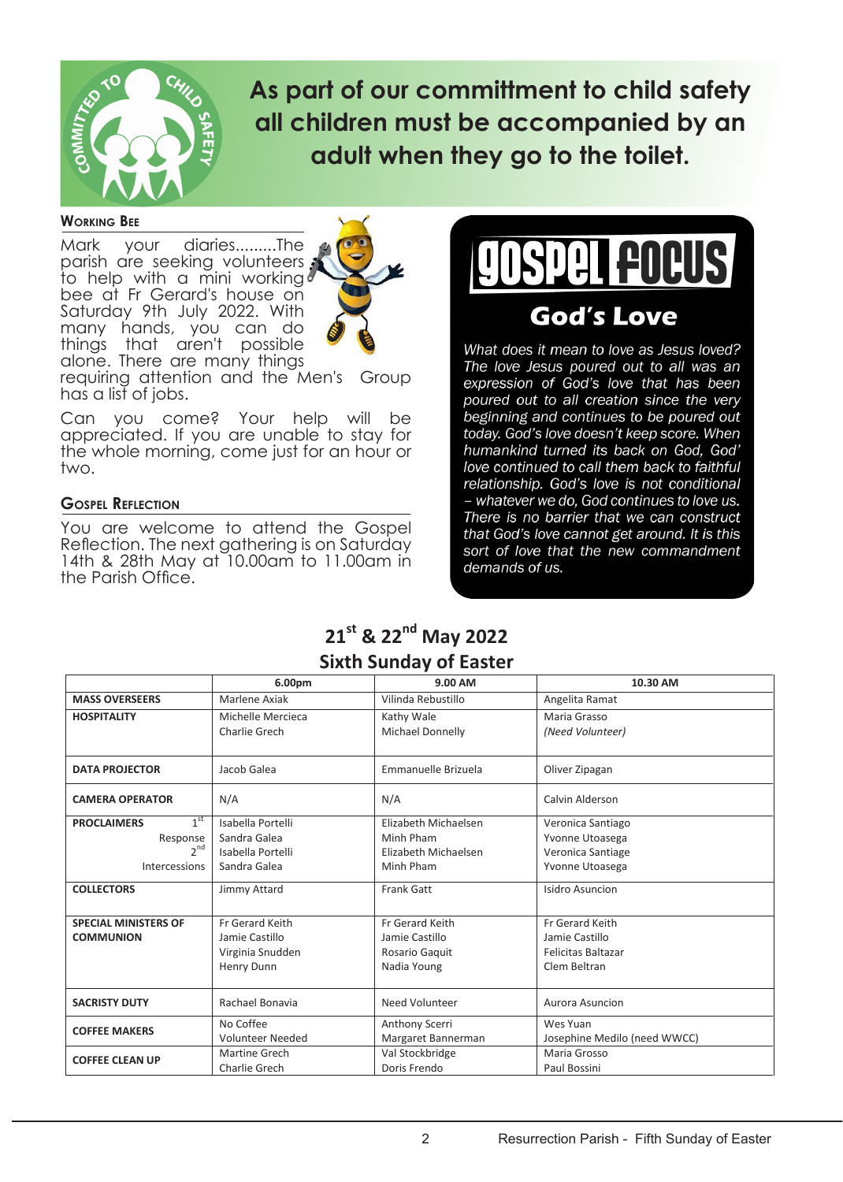**As part of our committment to child safety all children must be accompanied by an adult when they go to the toilet.**

### Working Bee

Mark your diaries.........The parish are seeking volunteers to help with a mini working bee at Fr Gerard's house on Saturday 9th July 2022. With many hands, you can do things that aren't possible alone. There are many things requiring attention and the Men's Group has a list of jobs.

Can you come? Your help will be appreciated. If you are unable to stay for the whole morning, come just for an hour or two.

### Gospel Reflection

You are welcome to attend the Gospel Reflection. The next gathering is on Saturday 14th & 28th May at 10.00am to 11.00am in the Parish Office.

## Gospel Focus

### God's Love

*What does it mean to love as Jesus loved? The love Jesus poured out to all was an expression of God's love that has been poured out to all creation since the very beginning and continues to be poured out today. God's love doesn't keep score. When humankind turned its back on God, God' love continued to call them back to faithful relationship. God's love is not conditional – whatever we do, God continues to love us. There is no barrier that we can construct that God's love cannot get around. It is this sort of love that the new commandment demands of us.*

## 21st & 22nd May 2022
## Sixth Sunday of Easter

| | 6.00pm | 9.00 AM | 10.30 AM |
|---|---|---|---|
| **MASS OVERSEERS** | Marlene Axiak | Vilinda Rebustillo | Angelita Ramat |
| **HOSPITALITY** | Michelle Mercieca<br>Charlie Grech | Kathy Wale<br>Michael Donnelly | Maria Grasso<br>*(Need Volunteer)* |
| **DATA PROJECTOR** | Jacob Galea | Emmanuelle Brizuela | Oliver Zipagan |
| **CAMERA OPERATOR** | N/A | N/A | Calvin Alderson |
| **PROCLAIMERS** 1st<br>Response<br>2nd<br>Intercessions | Isabella Portelli<br>Sandra Galea<br>Isabella Portelli<br>Sandra Galea | Elizabeth Michaelsen<br>Minh Pham<br>Elizabeth Michaelsen<br>Minh Pham | Veronica Santiago<br>Yvonne Utoasega<br>Veronica Santiage<br>Yvonne Utoasega |
| **COLLECTORS** | Jimmy Attard | Frank Gatt | Isidro Asuncion |
| **SPECIAL MINISTERS OF COMMUNION** | Fr Gerard Keith<br>Jamie Castillo<br>Virginia Snudden<br>Henry Dunn | Fr Gerard Keith<br>Jamie Castillo<br>Rosario Gaquit<br>Nadia Young | Fr Gerard Keith<br>Jamie Castillo<br>Felicitas Baltazar<br>Clem Beltran |
| **SACRISTY DUTY** | Rachael Bonavia | Need Volunteer | Aurora Asuncion |
| **COFFEE MAKERS** | No Coffee<br>Volunteer Needed | Anthony Scerri<br>Margaret Bannerman | Wes Yuan<br>Josephine Medilo (need WWCC) |
| **COFFEE CLEAN UP** | Martine Grech<br>Charlie Grech | Val Stockbridge<br>Doris Frendo | Maria Grosso<br>Paul Bossini |